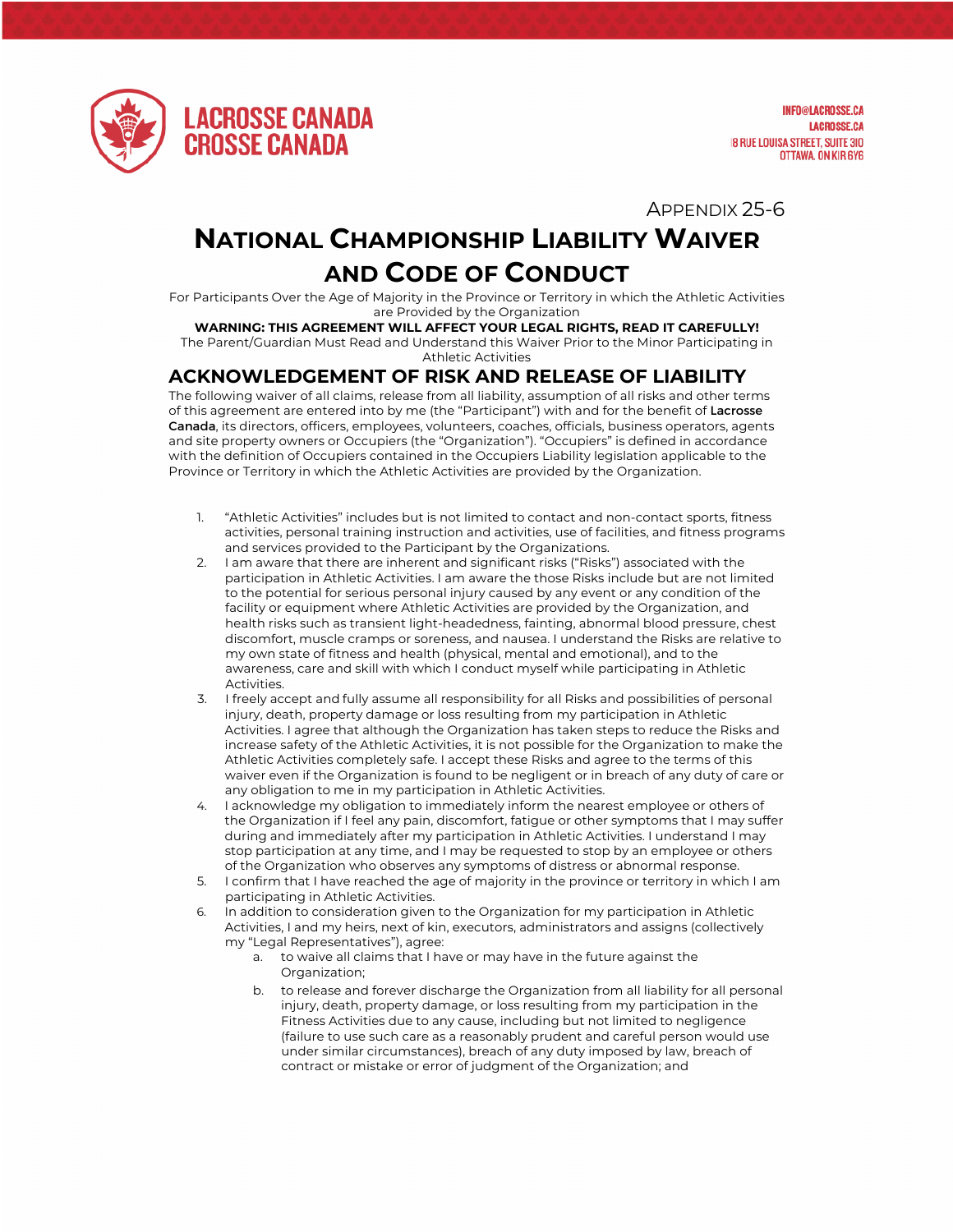LACROSSE CANADA
CROSSE CANADA

INFO@LACROSSE.CA
LACROSSE.CA
18 RUE LOUISA STREET, SUITE 310
OTTAWA, ON K1R 6Y6

APPENDIX 25-6

# NATIONAL CHAMPIONSHIP LIABILITY WAIVER AND CODE OF CONDUCT

For Participants Over the Age of Majority in the Province or Territory in which the Athletic Activities are Provided by the Organization

**WARNING: THIS AGREEMENT WILL AFFECT YOUR LEGAL RIGHTS, READ IT CAREFULLY!**

The Parent/Guardian Must Read and Understand this Waiver Prior to the Minor Participating in Athletic Activities

## ACKNOWLEDGEMENT OF RISK AND RELEASE OF LIABILITY

The following waiver of all claims, release from all liability, assumption of all risks and other terms of this agreement are entered into by me (the "Participant") with and for the benefit of **Lacrosse Canada**, its directors, officers, employees, volunteers, coaches, officials, business operators, agents and site property owners or Occupiers (the "Organization"). "Occupiers" is defined in accordance with the definition of Occupiers contained in the Occupiers Liability legislation applicable to the Province or Territory in which the Athletic Activities are provided by the Organization.

1. "Athletic Activities" includes but is not limited to contact and non-contact sports, fitness activities, personal training instruction and activities, use of facilities, and fitness programs and services provided to the Participant by the Organizations.
2. I am aware that there are inherent and significant risks ("Risks") associated with the participation in Athletic Activities. I am aware the those Risks include but are not limited to the potential for serious personal injury caused by any event or any condition of the facility or equipment where Athletic Activities are provided by the Organization, and health risks such as transient light-headedness, fainting, abnormal blood pressure, chest discomfort, muscle cramps or soreness, and nausea. I understand the Risks are relative to my own state of fitness and health (physical, mental and emotional), and to the awareness, care and skill with which I conduct myself while participating in Athletic Activities.
3. I freely accept and fully assume all responsibility for all Risks and possibilities of personal injury, death, property damage or loss resulting from my participation in Athletic Activities. I agree that although the Organization has taken steps to reduce the Risks and increase safety of the Athletic Activities, it is not possible for the Organization to make the Athletic Activities completely safe. I accept these Risks and agree to the terms of this waiver even if the Organization is found to be negligent or in breach of any duty of care or any obligation to me in my participation in Athletic Activities.
4. I acknowledge my obligation to immediately inform the nearest employee or others of the Organization if I feel any pain, discomfort, fatigue or other symptoms that I may suffer during and immediately after my participation in Athletic Activities. I understand I may stop participation at any time, and I may be requested to stop by an employee or others of the Organization who observes any symptoms of distress or abnormal response.
5. I confirm that I have reached the age of majority in the province or territory in which I am participating in Athletic Activities.
6. In addition to consideration given to the Organization for my participation in Athletic Activities, I and my heirs, next of kin, executors, administrators and assigns (collectively my "Legal Representatives"), agree:
    a. to waive all claims that I have or may have in the future against the Organization;
    b. to release and forever discharge the Organization from all liability for all personal injury, death, property damage, or loss resulting from my participation in the Fitness Activities due to any cause, including but not limited to negligence (failure to use such care as a reasonably prudent and careful person would use under similar circumstances), breach of any duty imposed by law, breach of contract or mistake or error of judgment of the Organization; and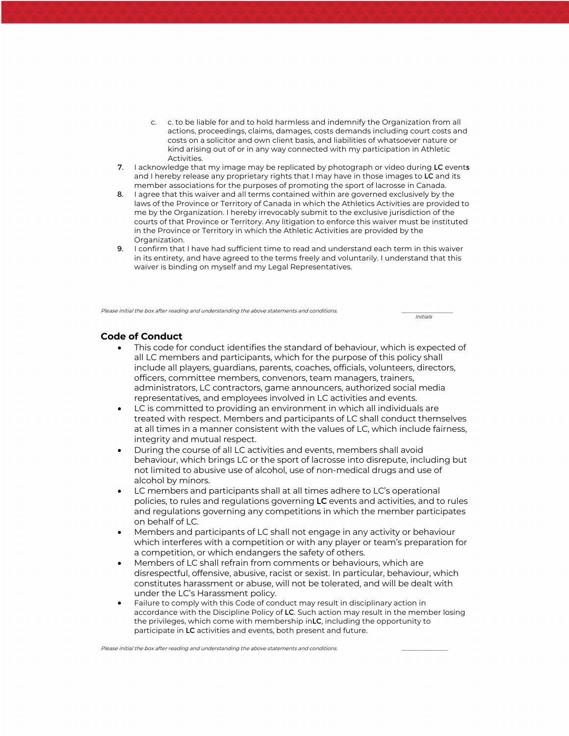c. c. to be liable for and to hold harmless and indemnify the Organization from all actions, proceedings, claims, damages, costs demands including court costs and costs on a solicitor and own client basis, and liabilities of whatsoever nature or kind arising out of or in any way connected with my participation in Athletic Activities.

**7**. I acknowledge that my image may be replicated by photograph or video during **LC** event**s** and I hereby release any proprietary rights that I may have in those images to **LC** and its member associations for the purposes of promoting the sport of lacrosse in Canada.

**8.** I agree that this waiver and all terms contained within are governed exclusively by the laws of the Province or Territory of Canada in which the Athletics Activities are provided to me by the Organization. I hereby irrevocably submit to the exclusive jurisdiction of the courts of that Province or Territory. Any litigation to enforce this waiver must be instituted in the Province or Territory in which the Athletic Activities are provided by the Organization.

**9.** I confirm that I have had sufficient time to read and understand each term in this waiver in its entirety, and have agreed to the terms freely and voluntarily. I understand that this waiver is binding on myself and my Legal Representatives.

*Please initial the box after reading and understanding the above statements and conditions.* \_\_\_\_\_\_\_\_\_\_\_\_\_\_\_\_
*Initials*

## Code of Conduct

- This code for conduct identifies the standard of behaviour, which is expected of all LC members and participants, which for the purpose of this policy shall include all players, guardians, parents, coaches, officials, volunteers, directors, officers, committee members, convenors, team managers, trainers, administrators, LC contractors, game announcers, authorized social media representatives, and employees involved in LC activities and events.
- LC is committed to providing an environment in which all individuals are treated with respect. Members and participants of LC shall conduct themselves at all times in a manner consistent with the values of LC, which include fairness, integrity and mutual respect.
- During the course of all LC activities and events, members shall avoid behaviour, which brings LC or the sport of lacrosse into disrepute, including but not limited to abusive use of alcohol, use of non-medical drugs and use of alcohol by minors.
- LC members and participants shall at all times adhere to LC's operational policies, to rules and regulations governing **LC** events and activities, and to rules and regulations governing any competitions in which the member participates on behalf of LC.
- Members and participants of LC shall not engage in any activity or behaviour which interferes with a competition or with any player or team's preparation for a competition, or which endangers the safety of others.
- Members of LC shall refrain from comments or behaviours, which are disrespectful, offensive, abusive, racist or sexist. In particular, behaviour, which constitutes harassment or abuse, will not be tolerated, and will be dealt with under the LC's Harassment policy.
- Failure to comply with this Code of conduct may result in disciplinary action in accordance with the Discipline Policy of **LC**. Such action may result in the member losing the privileges, which come with membership in**LC**, including the opportunity to participate in **LC** activities and events, both present and future.

*Please initial the box after reading and understanding the above statements and conditions.* \_\_\_\_\_\_\_\_\_\_\_\_\_\_\_\_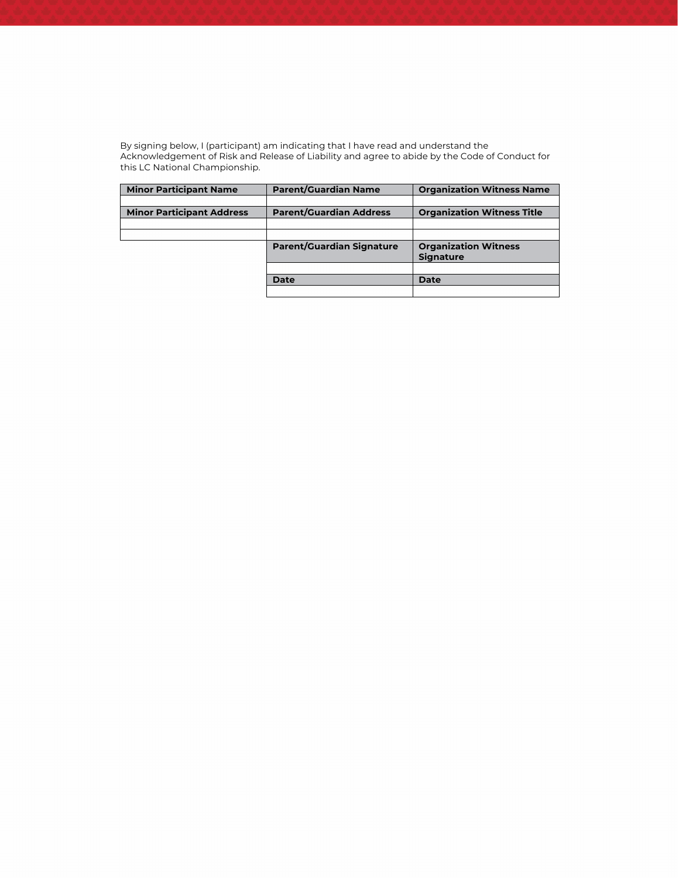By signing below, I (participant) am indicating that I have read and understand the Acknowledgement of Risk and Release of Liability and agree to abide by the Code of Conduct for this LC National Championship.

| **Minor Participant Name** | **Parent/Guardian Name** | **Organization Witness Name** |
|---|---|---|
| | | |
| **Minor Participant Address** | **Parent/Guardian Address** | **Organization Witness Title** |
| | | |
| | | |
| | **Parent/Guardian Signature** | **Organization Witness Signature** |
| | | |
| | **Date** | **Date** |
| | | |